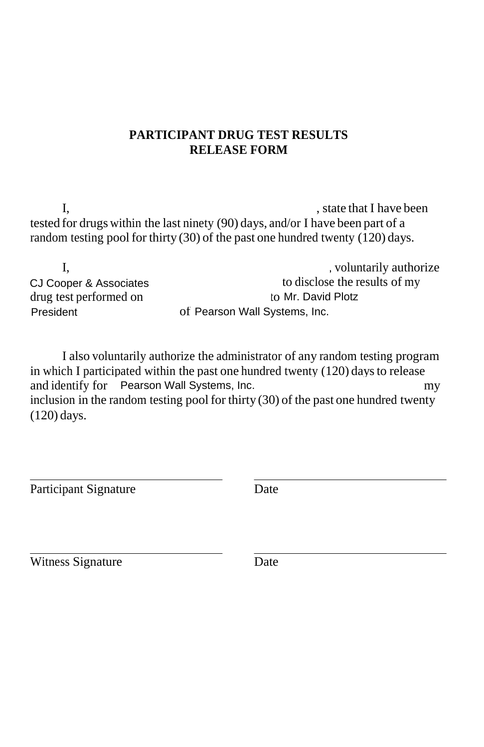# PARTICIPANT DRUG TEST RESULTS
# RELEASE FORM

I, , state that I have been tested for drugs within the last ninety (90) days, and/or I have been part of a random testing pool for thirty (30) of the past one hundred twenty (120) days.

I, , voluntarily authorize CJ Cooper & Associates to disclose the results of my drug test performed on to Mr. David Plotz President of Pearson Wall Systems, Inc.

I also voluntarily authorize the administrator of any random testing program in which I participated within the past one hundred twenty (120) days to release and identify for Pearson Wall Systems, Inc. my inclusion in the random testing pool for thirty (30) of the past one hundred twenty (120) days.

\_\_\_\_\_\_\_\_\_\_\_\_\_\_\_\_\_\_\_\_\_\_\_\_\_\_\_\_\_\_ \_\_\_\_\_\_\_\_\_\_\_\_\_\_\_\_\_\_\_\_\_\_\_\_\_\_\_\_\_\_

Participant Signature Date

\_\_\_\_\_\_\_\_\_\_\_\_\_\_\_\_\_\_\_\_\_\_\_\_\_\_\_\_\_\_ \_\_\_\_\_\_\_\_\_\_\_\_\_\_\_\_\_\_\_\_\_\_\_\_\_\_\_\_\_\_

Witness Signature Date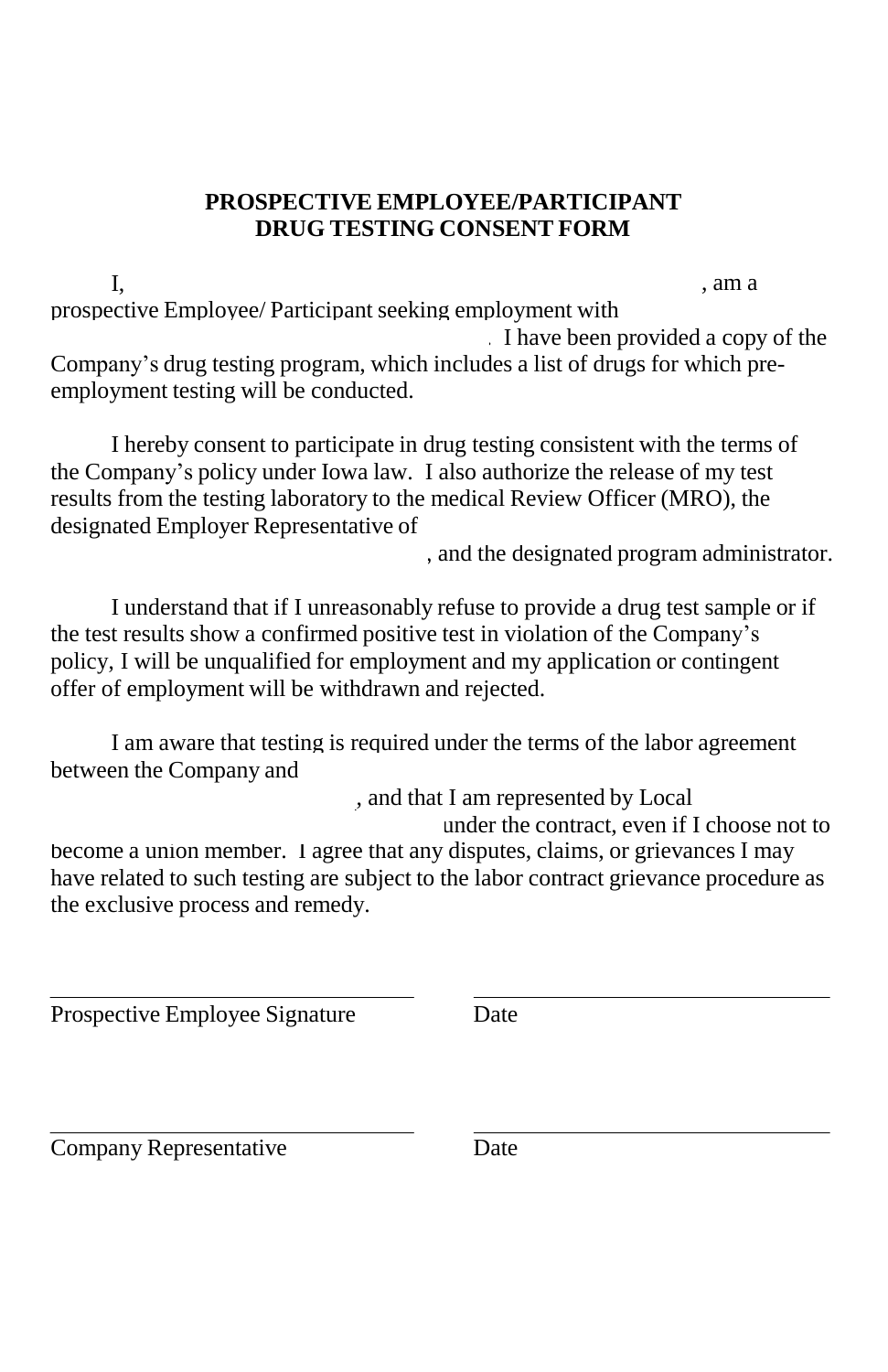## PROSPECTIVE EMPLOYEE/PARTICIPANT DRUG TESTING CONSENT FORM

I, , am a prospective Employee/ Participant seeking employment with . I have been provided a copy of the Company's drug testing program, which includes a list of drugs for which pre-employment testing will be conducted.

I hereby consent to participate in drug testing consistent with the terms of the Company's policy under Iowa law. I also authorize the release of my test results from the testing laboratory to the medical Review Officer (MRO), the designated Employer Representative of , and the designated program administrator.

I understand that if I unreasonably refuse to provide a drug test sample or if the test results show a confirmed positive test in violation of the Company's policy, I will be unqualified for employment and my application or contingent offer of employment will be withdrawn and rejected.

I am aware that testing is required under the terms of the labor agreement between the Company and , and that I am represented by Local under the contract, even if I choose not to become a union member. I agree that any disputes, claims, or grievances I may have related to such testing are subject to the labor contract grievance procedure as the exclusive process and remedy.

| | |
|---|---|
| Prospective Employee Signature | Date |
| Company Representative | Date |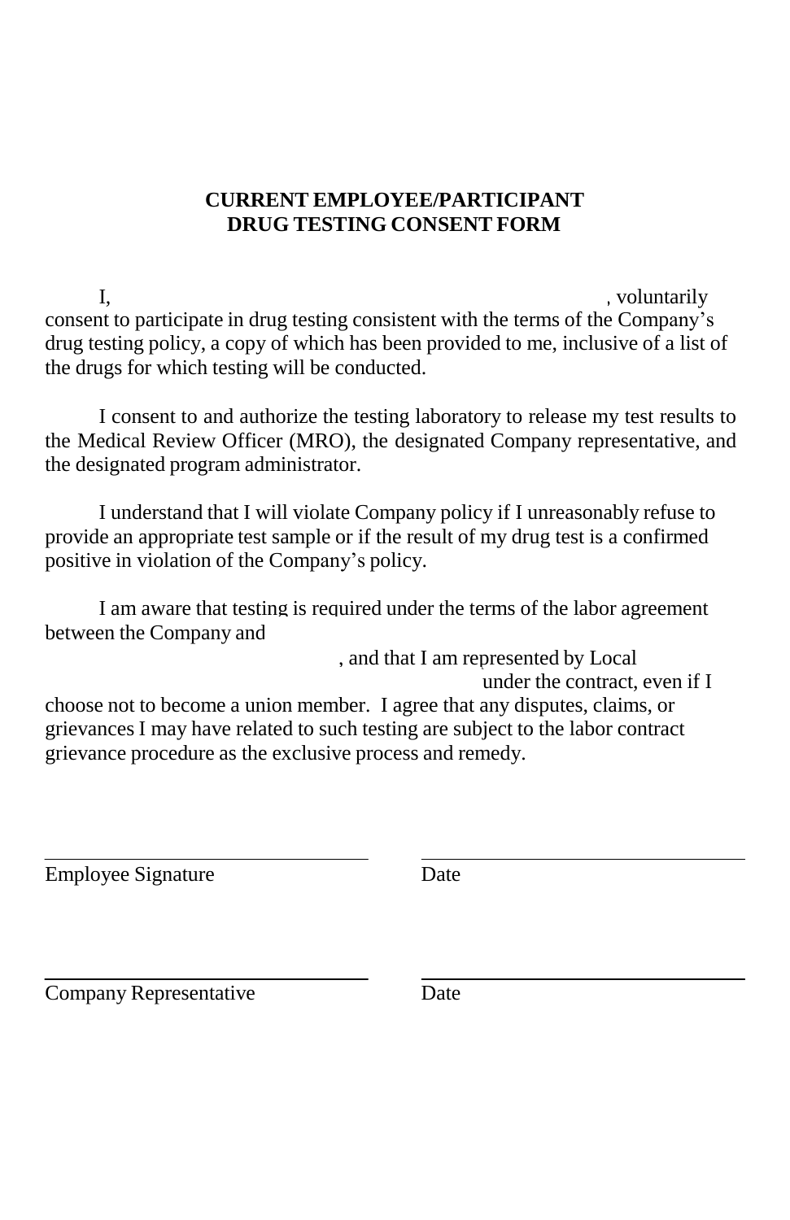# CURRENT EMPLOYEE/PARTICIPANT DRUG TESTING CONSENT FORM

I, \_\_\_\_\_\_\_\_\_\_\_\_\_\_\_\_\_\_\_\_\_\_\_\_\_\_\_\_\_\_\_\_\_\_\_\_\_\_\_\_\_\_\_\_, voluntarily consent to participate in drug testing consistent with the terms of the Company's drug testing policy, a copy of which has been provided to me, inclusive of a list of the drugs for which testing will be conducted.

I consent to and authorize the testing laboratory to release my test results to the Medical Review Officer (MRO), the designated Company representative, and the designated program administrator.

I understand that I will violate Company policy if I unreasonably refuse to provide an appropriate test sample or if the result of my drug test is a confirmed positive in violation of the Company's policy.

I am aware that testing is required under the terms of the labor agreement between the Company and \_\_\_\_\_\_\_\_\_\_\_\_\_\_\_\_\_\_\_\_\_\_\_\_\_\_\_\_\_\_\_\_\_\_\_\_\_\_\_\_, and that I am represented by Local \_\_\_\_\_\_\_\_\_\_\_\_\_\_\_\_\_\_\_\_ under the contract, even if I choose not to become a union member. I agree that any disputes, claims, or grievances I may have related to such testing are subject to the labor contract grievance procedure as the exclusive process and remedy.

\_\_\_\_\_\_\_\_\_\_\_\_\_\_\_\_\_\_\_\_\_\_\_\_\_\_\_\_\_\_\_\_\_\_ \_\_\_\_\_\_\_\_\_\_\_\_\_\_\_\_\_\_\_\_\_\_\_\_\_\_\_\_\_\_\_\_\_\_
Employee Signature Date

\_\_\_\_\_\_\_\_\_\_\_\_\_\_\_\_\_\_\_\_\_\_\_\_\_\_\_\_\_\_\_\_\_\_ \_\_\_\_\_\_\_\_\_\_\_\_\_\_\_\_\_\_\_\_\_\_\_\_\_\_\_\_\_\_\_\_\_\_
Company Representative Date